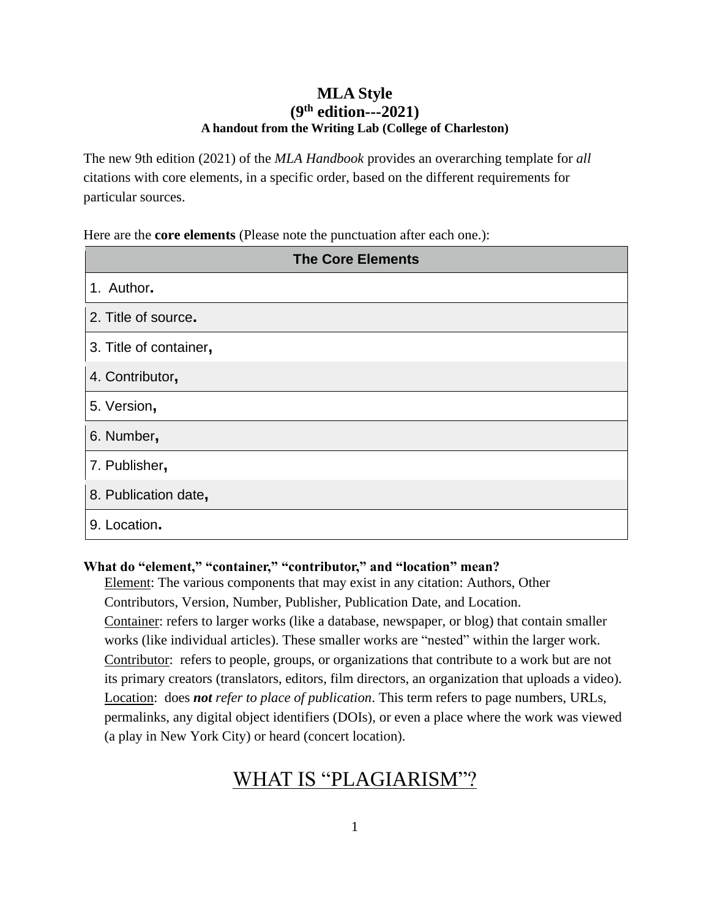# MLA Style
## (9th edition---2021)
### A handout from the Writing Lab (College of Charleston)

The new 9th edition (2021) of the *MLA Handbook* provides an overarching template for *all* citations with core elements, in a specific order, based on the different requirements for particular sources.

Here are the **core elements** (Please note the punctuation after each one.):

| The Core Elements |
| --- |
| 1. Author**.** |
| 2. Title of source**.** |
| 3. Title of container**,** |
| 4. Contributor**,** |
| 5. Version**,** |
| 6. Number**,** |
| 7. Publisher**,** |
| 8. Publication date**,** |
| 9. Location**.** |

**What do "element," "container," "contributor," and "location" mean?**

Element: The various components that may exist in any citation: Authors, Other Contributors, Version, Number, Publisher, Publication Date, and Location.

Container: refers to larger works (like a database, newspaper, or blog) that contain smaller works (like individual articles). These smaller works are "nested" within the larger work.

Contributor: refers to people, groups, or organizations that contribute to a work but are not its primary creators (translators, editors, film directors, an organization that uploads a video).

Location: does ***not*** *refer to place of publication*. This term refers to page numbers, URLs, permalinks, any digital object identifiers (DOIs), or even a place where the work was viewed (a play in New York City) or heard (concert location).

# WHAT IS "PLAGIARISM"?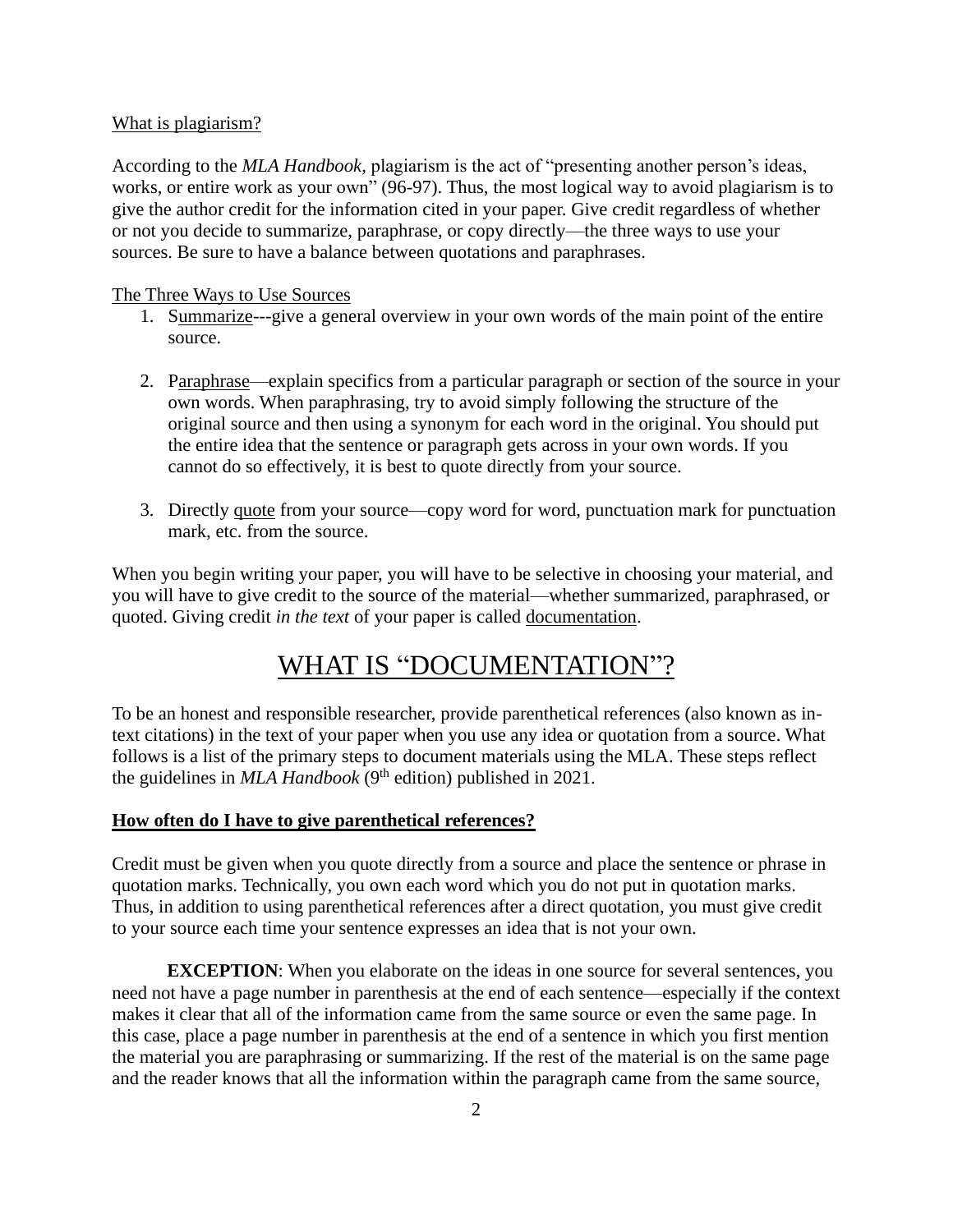What is plagiarism?

According to the *MLA Handbook,* plagiarism is the act of "presenting another person's ideas, works, or entire work as your own" (96-97). Thus, the most logical way to avoid plagiarism is to give the author credit for the information cited in your paper. Give credit regardless of whether or not you decide to summarize, paraphrase, or copy directly—the three ways to use your sources. Be sure to have a balance between quotations and paraphrases.

The Three Ways to Use Sources

1. Summarize---give a general overview in your own words of the main point of the entire source.

2. Paraphrase—explain specifics from a particular paragraph or section of the source in your own words. When paraphrasing, try to avoid simply following the structure of the original source and then using a synonym for each word in the original. You should put the entire idea that the sentence or paragraph gets across in your own words. If you cannot do so effectively, it is best to quote directly from your source.

3. Directly quote from your source—copy word for word, punctuation mark for punctuation mark, etc. from the source.

When you begin writing your paper, you will have to be selective in choosing your material, and you will have to give credit to the source of the material—whether summarized, paraphrased, or quoted. Giving credit *in the text* of your paper is called documentation.

# WHAT IS "DOCUMENTATION"?

To be an honest and responsible researcher, provide parenthetical references (also known as in-text citations) in the text of your paper when you use any idea or quotation from a source. What follows is a list of the primary steps to document materials using the MLA. These steps reflect the guidelines in *MLA Handbook* (9th edition) published in 2021.

**How often do I have to give parenthetical references?**

Credit must be given when you quote directly from a source and place the sentence or phrase in quotation marks. Technically, you own each word which you do not put in quotation marks. Thus, in addition to using parenthetical references after a direct quotation, you must give credit to your source each time your sentence expresses an idea that is not your own.

**EXCEPTION**: When you elaborate on the ideas in one source for several sentences, you need not have a page number in parenthesis at the end of each sentence—especially if the context makes it clear that all of the information came from the same source or even the same page. In this case, place a page number in parenthesis at the end of a sentence in which you first mention the material you are paraphrasing or summarizing. If the rest of the material is on the same page and the reader knows that all the information within the paragraph came from the same source,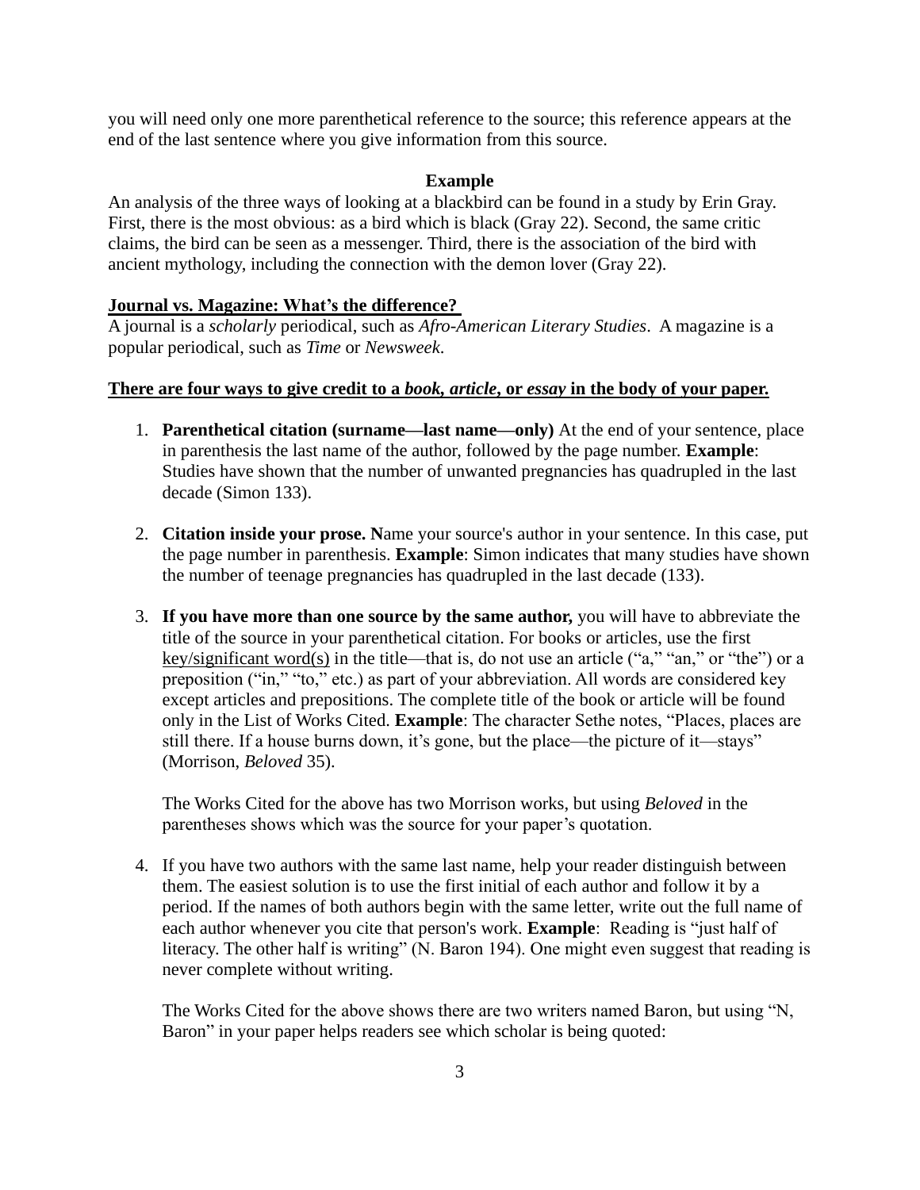you will need only one more parenthetical reference to the source; this reference appears at the end of the last sentence where you give information from this source.

**Example**

An analysis of the three ways of looking at a blackbird can be found in a study by Erin Gray. First, there is the most obvious: as a bird which is black (Gray 22). Second, the same critic claims, the bird can be seen as a messenger. Third, there is the association of the bird with ancient mythology, including the connection with the demon lover (Gray 22).

**<u>Journal vs. Magazine: What's the difference?</u>**

A journal is a *scholarly* periodical, such as *Afro-American Literary Studies*. A magazine is a popular periodical, such as *Time* or *Newsweek*.

**<u>There are four ways to give credit to a *book, article*, or *essay* in the body of your paper.</u>**

1. **Parenthetical citation (surname—last name—only)** At the end of your sentence, place in parenthesis the last name of the author, followed by the page number. **Example**: Studies have shown that the number of unwanted pregnancies has quadrupled in the last decade (Simon 133).

2. **Citation inside your prose. N**ame your source's author in your sentence. In this case, put the page number in parenthesis. **Example**: Simon indicates that many studies have shown the number of teenage pregnancies has quadrupled in the last decade (133).

3. **If you have more than one source by the same author,** you will have to abbreviate the title of the source in your parenthetical citation. For books or articles, use the first <u>key/significant word(s)</u> in the title—that is, do not use an article ("a," "an," or "the") or a preposition ("in," "to," etc.) as part of your abbreviation. All words are considered key except articles and prepositions. The complete title of the book or article will be found only in the List of Works Cited. **Example**: The character Sethe notes, "Places, places are still there. If a house burns down, it's gone, but the place—the picture of it—stays" (Morrison, *Beloved* 35).

   The Works Cited for the above has two Morrison works, but using *Beloved* in the parentheses shows which was the source for your paper's quotation.

4. If you have two authors with the same last name, help your reader distinguish between them. The easiest solution is to use the first initial of each author and follow it by a period. If the names of both authors begin with the same letter, write out the full name of each author whenever you cite that person's work. **Example**: Reading is "just half of literacy. The other half is writing" (N. Baron 194). One might even suggest that reading is never complete without writing.

   The Works Cited for the above shows there are two writers named Baron, but using "N, Baron" in your paper helps readers see which scholar is being quoted: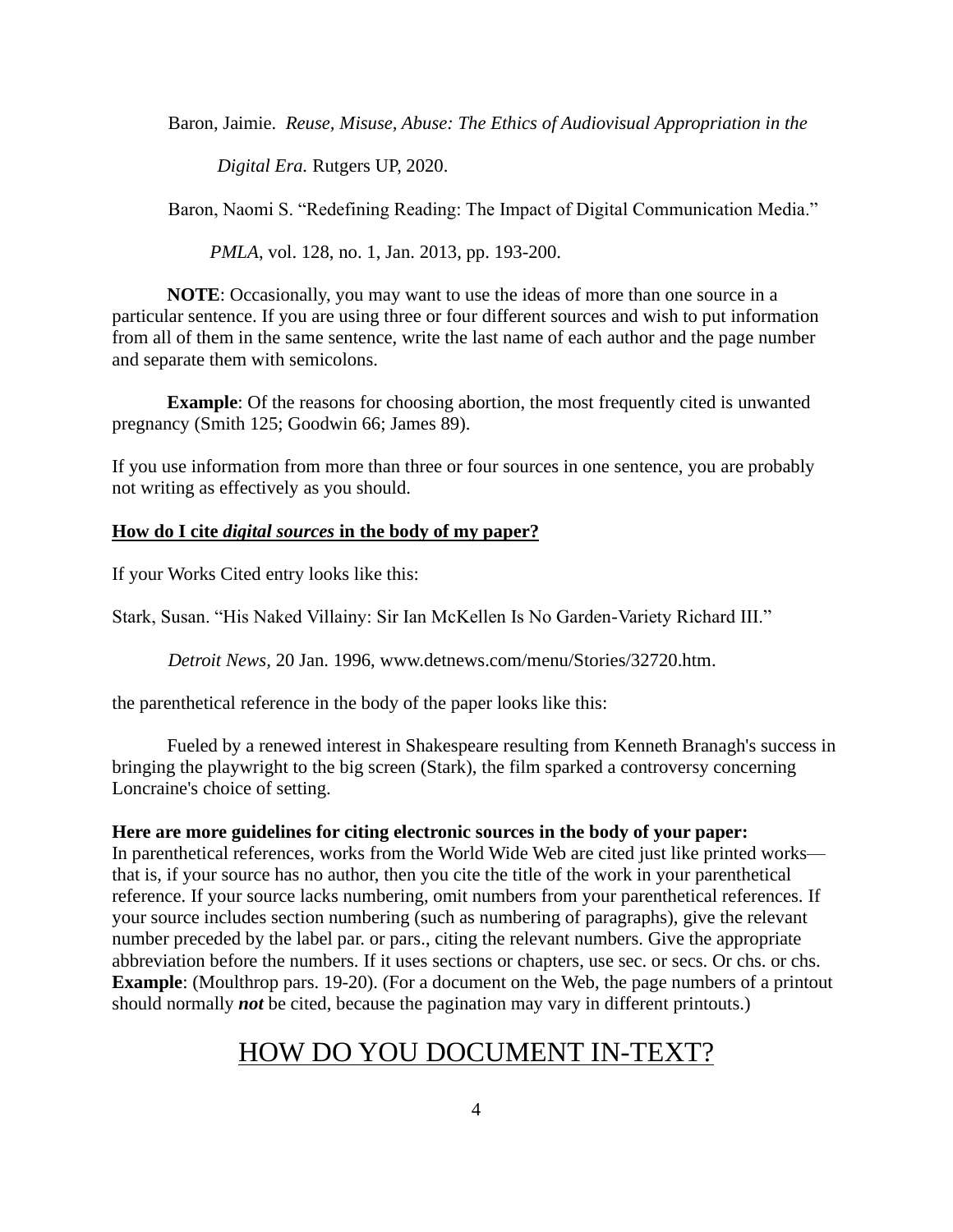Baron, Jaimie. *Reuse, Misuse, Abuse: The Ethics of Audiovisual Appropriation in the Digital Era.* Rutgers UP, 2020.

Baron, Naomi S. "Redefining Reading: The Impact of Digital Communication Media." *PMLA*, vol. 128, no. 1, Jan. 2013, pp. 193-200.

**NOTE**: Occasionally, you may want to use the ideas of more than one source in a particular sentence. If you are using three or four different sources and wish to put information from all of them in the same sentence, write the last name of each author and the page number and separate them with semicolons.

**Example**: Of the reasons for choosing abortion, the most frequently cited is unwanted pregnancy (Smith 125; Goodwin 66; James 89).

If you use information from more than three or four sources in one sentence, you are probably not writing as effectively as you should.

## <u>How do I cite *digital sources* in the body of my paper?</u>

If your Works Cited entry looks like this:

Stark, Susan. "His Naked Villainy: Sir Ian McKellen Is No Garden-Variety Richard III." *Detroit News*, 20 Jan. 1996, www.detnews.com/menu/Stories/32720.htm.

the parenthetical reference in the body of the paper looks like this:

Fueled by a renewed interest in Shakespeare resulting from Kenneth Branagh's success in bringing the playwright to the big screen (Stark), the film sparked a controversy concerning Loncraine's choice of setting.

**Here are more guidelines for citing electronic sources in the body of your paper:**
In parenthetical references, works from the World Wide Web are cited just like printed works—that is, if your source has no author, then you cite the title of the work in your parenthetical reference. If your source lacks numbering, omit numbers from your parenthetical references. If your source includes section numbering (such as numbering of paragraphs), give the relevant number preceded by the label par. or pars., citing the relevant numbers. Give the appropriate abbreviation before the numbers. If it uses sections or chapters, use sec. or secs. Or chs. or chs. **Example**: (Moulthrop pars. 19-20). (For a document on the Web, the page numbers of a printout should normally ***not*** be cited, because the pagination may vary in different printouts.)

# <u>HOW DO YOU DOCUMENT IN-TEXT?</u>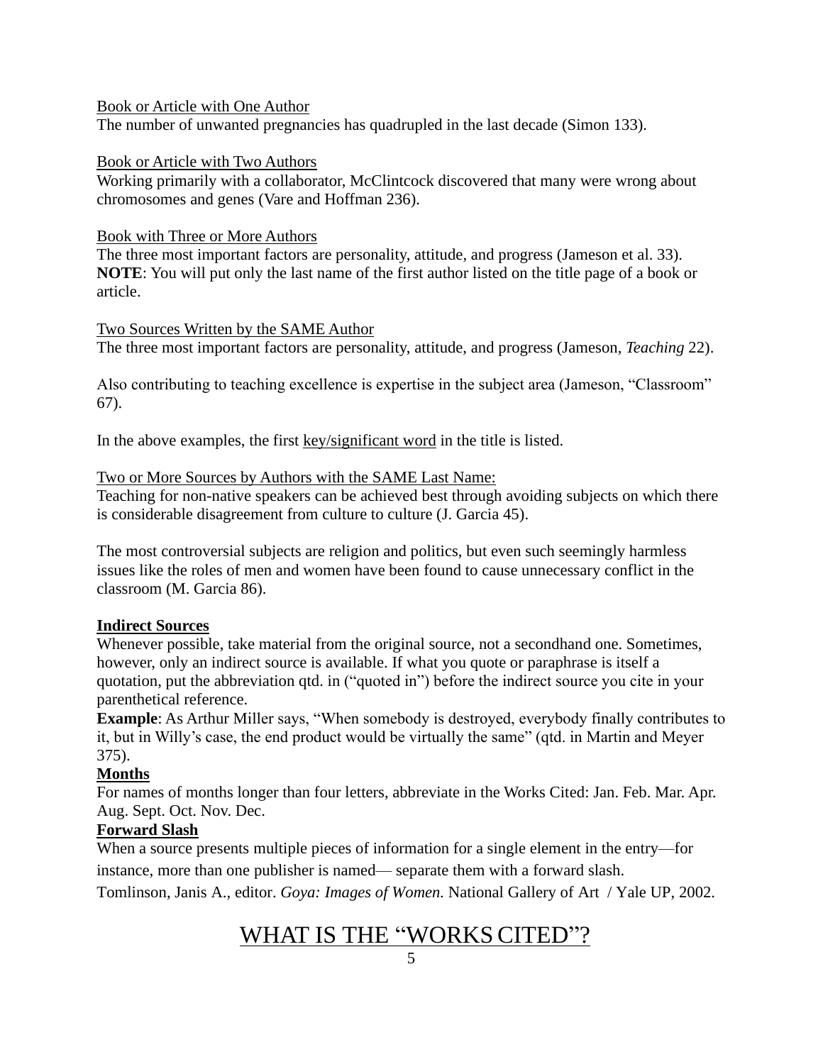Book or Article with One Author

The number of unwanted pregnancies has quadrupled in the last decade (Simon 133).

Book or Article with Two Authors

Working primarily with a collaborator, McClintcock discovered that many were wrong about chromosomes and genes (Vare and Hoffman 236).

Book with Three or More Authors

The three most important factors are personality, attitude, and progress (Jameson et al. 33).
**NOTE**: You will put only the last name of the first author listed on the title page of a book or article.

Two Sources Written by the SAME Author

The three most important factors are personality, attitude, and progress (Jameson, *Teaching* 22).

Also contributing to teaching excellence is expertise in the subject area (Jameson, "Classroom" 67).

In the above examples, the first key/significant word in the title is listed.

Two or More Sources by Authors with the SAME Last Name:

Teaching for non-native speakers can be achieved best through avoiding subjects on which there is considerable disagreement from culture to culture (J. Garcia 45).

The most controversial subjects are religion and politics, but even such seemingly harmless issues like the roles of men and women have been found to cause unnecessary conflict in the classroom (M. Garcia 86).

**Indirect Sources**

Whenever possible, take material from the original source, not a secondhand one. Sometimes, however, only an indirect source is available. If what you quote or paraphrase is itself a quotation, put the abbreviation qtd. in ("quoted in") before the indirect source you cite in your parenthetical reference.

**Example**: As Arthur Miller says, "When somebody is destroyed, everybody finally contributes to it, but in Willy's case, the end product would be virtually the same" (qtd. in Martin and Meyer 375).

**Months**

For names of months longer than four letters, abbreviate in the Works Cited: Jan. Feb. Mar. Apr. Aug. Sept. Oct. Nov. Dec.

**Forward Slash**

When a source presents multiple pieces of information for a single element in the entry—for instance, more than one publisher is named— separate them with a forward slash.

Tomlinson, Janis A., editor. *Goya: Images of Women.* National Gallery of Art / Yale UP, 2002.

# WHAT IS THE "WORKS CITED"?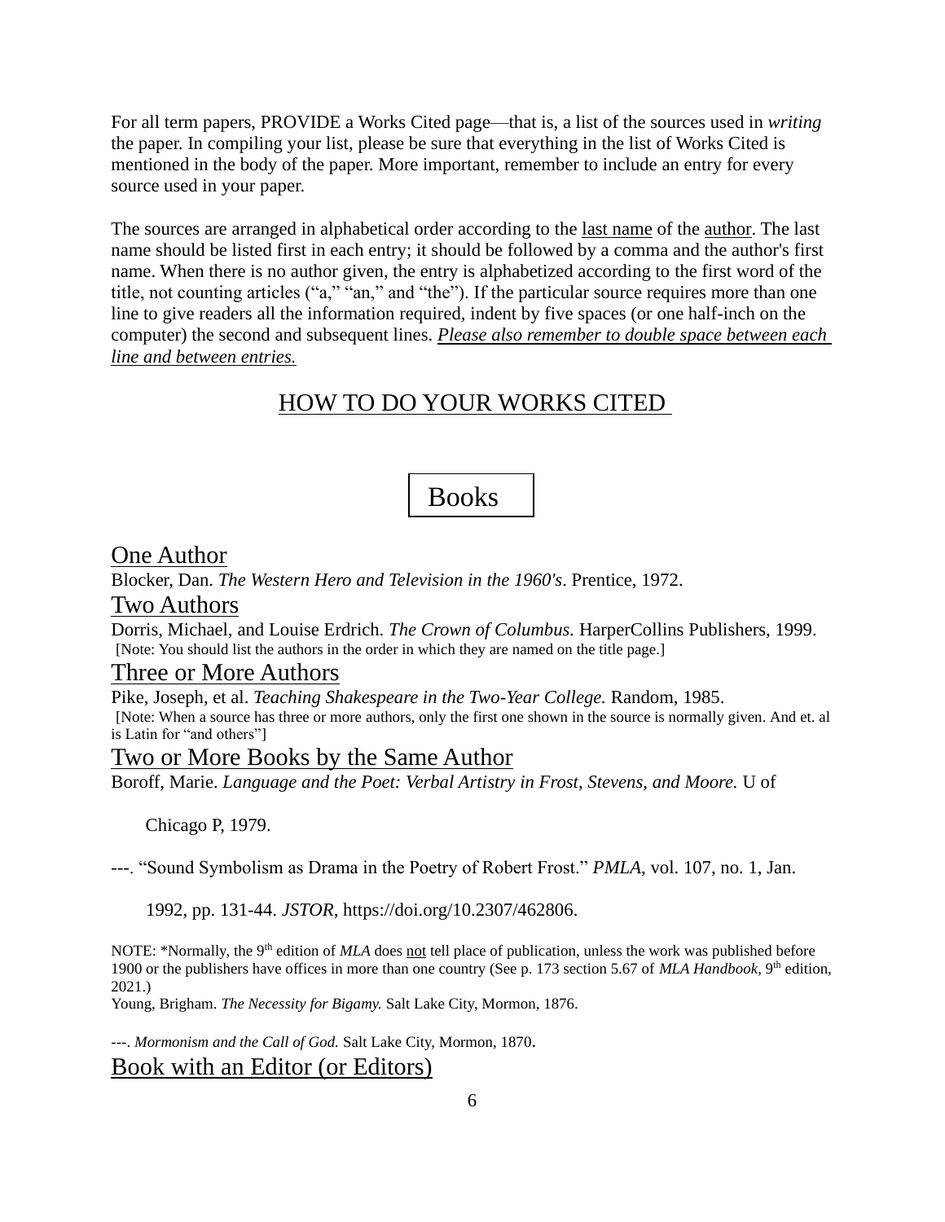For all term papers, PROVIDE a Works Cited page—that is, a list of the sources used in *writing* the paper. In compiling your list, please be sure that everything in the list of Works Cited is mentioned in the body of the paper. More important, remember to include an entry for every source used in your paper.

The sources are arranged in alphabetical order according to the last name of the author. The last name should be listed first in each entry; it should be followed by a comma and the author's first name. When there is no author given, the entry is alphabetized according to the first word of the title, not counting articles ("a," "an," and "the"). If the particular source requires more than one line to give readers all the information required, indent by five spaces (or one half-inch on the computer) the second and subsequent lines. ***Please also remember to double space between each line and between entries.***

# HOW TO DO YOUR WORKS CITED

## Books

### One Author

Blocker, Dan. *The Western Hero and Television in the 1960's*. Prentice, 1972.

### Two Authors

Dorris, Michael, and Louise Erdrich. *The Crown of Columbus.* HarperCollins Publishers, 1999.
[Note: You should list the authors in the order in which they are named on the title page.]

### Three or More Authors

Pike, Joseph, et al. *Teaching Shakespeare in the Two-Year College.* Random, 1985.
[Note: When a source has three or more authors, only the first one shown in the source is normally given. And et. al is Latin for "and others"]

### Two or More Books by the Same Author

Boroff, Marie. *Language and the Poet: Verbal Artistry in Frost, Stevens, and Moore.* U of

    Chicago P, 1979.

---. "Sound Symbolism as Drama in the Poetry of Robert Frost." *PMLA*, vol. 107, no. 1, Jan.

    1992, pp. 131-44. *JSTOR*, https://doi.org/10.2307/462806.

NOTE: *Normally, the 9th edition of *MLA* does not tell place of publication, unless the work was published before 1900 or the publishers have offices in more than one country (See p. 173 section 5.67 of *MLA Handbook*, 9th edition, 2021.)

Young, Brigham. *The Necessity for Bigamy.* Salt Lake City, Mormon, 1876.

---. *Mormonism and the Call of God.* Salt Lake City, Mormon, 1870.

### Book with an Editor (or Editors)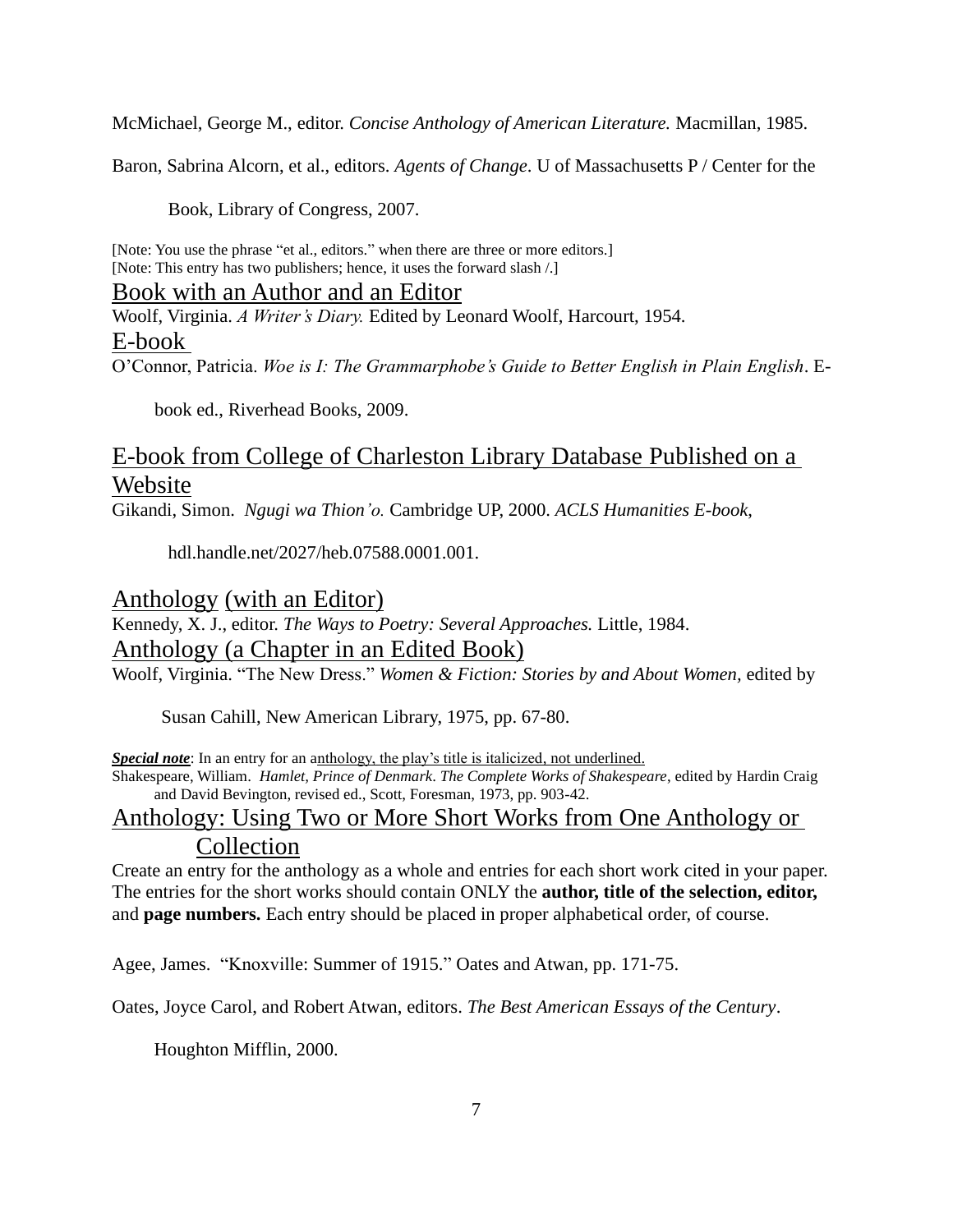McMichael, George M., editor. *Concise Anthology of American Literature.* Macmillan, 1985.

Baron, Sabrina Alcorn, et al., editors. *Agents of Change*. U of Massachusetts P / Center for the Book, Library of Congress, 2007.

[Note: You use the phrase "et al., editors." when there are three or more editors.]
[Note: This entry has two publishers; hence, it uses the forward slash /.]

## Book with an Author and an Editor

Woolf, Virginia. *A Writer's Diary.* Edited by Leonard Woolf, Harcourt, 1954.

## E-book

O'Connor, Patricia. *Woe is I: The Grammarphobe's Guide to Better English in Plain English*. E-book ed., Riverhead Books, 2009.

## E-book from College of Charleston Library Database Published on a Website

Gikandi, Simon. *Ngugi wa Thion'o.* Cambridge UP, 2000. *ACLS Humanities E-book*, hdl.handle.net/2027/heb.07588.0001.001.

## Anthology (with an Editor)

Kennedy, X. J., editor. *The Ways to Poetry: Several Approaches.* Little, 1984.

## Anthology (a Chapter in an Edited Book)

Woolf, Virginia. "The New Dress." *Women & Fiction: Stories by and About Women,* edited by Susan Cahill, New American Library, 1975, pp. 67-80.

***Special note***: In an entry for an anthology, the play's title is italicized, not underlined.

Shakespeare, William. *Hamlet, Prince of Denmark*. *The Complete Works of Shakespeare*, edited by Hardin Craig and David Bevington, revised ed., Scott, Foresman, 1973, pp. 903-42.

## Anthology: Using Two or More Short Works from One Anthology or Collection

Create an entry for the anthology as a whole and entries for each short work cited in your paper. The entries for the short works should contain ONLY the **author, title of the selection, editor,** and **page numbers.** Each entry should be placed in proper alphabetical order, of course.

Agee, James. "Knoxville: Summer of 1915." Oates and Atwan, pp. 171-75.

Oates, Joyce Carol, and Robert Atwan, editors. *The Best American Essays of the Century*. Houghton Mifflin, 2000.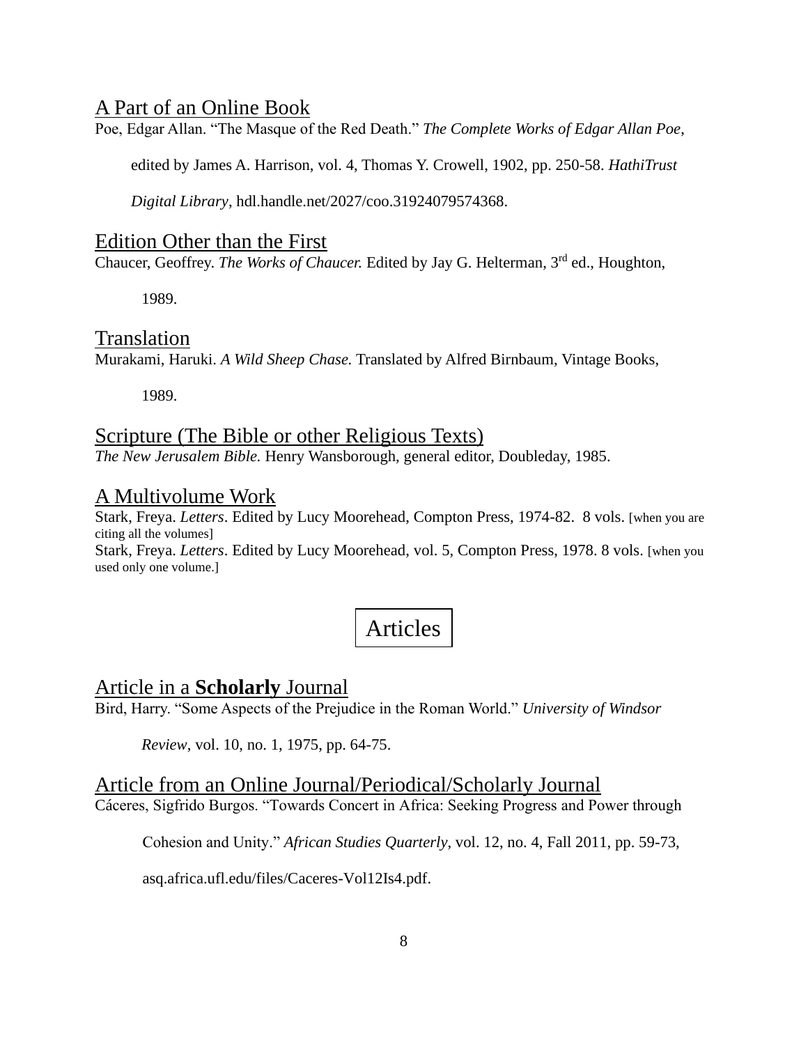### A Part of an Online Book

Poe, Edgar Allan. "The Masque of the Red Death." *The Complete Works of Edgar Allan Poe*, edited by James A. Harrison, vol. 4, Thomas Y. Crowell, 1902, pp. 250-58. *HathiTrust Digital Library*, hdl.handle.net/2027/coo.31924079574368.

### Edition Other than the First

Chaucer, Geoffrey. *The Works of Chaucer.* Edited by Jay G. Helterman, 3rd ed., Houghton, 1989.

### Translation

Murakami, Haruki. *A Wild Sheep Chase.* Translated by Alfred Birnbaum, Vintage Books, 1989.

### Scripture (The Bible or other Religious Texts)

*The New Jerusalem Bible.* Henry Wansborough, general editor, Doubleday, 1985.

### A Multivolume Work

Stark, Freya. *Letters*. Edited by Lucy Moorehead, Compton Press, 1974-82. 8 vols. [when you are citing all the volumes]

Stark, Freya. *Letters*. Edited by Lucy Moorehead, vol. 5, Compton Press, 1978. 8 vols. [when you used only one volume.]

## Articles

### Article in a **Scholarly** Journal

Bird, Harry. "Some Aspects of the Prejudice in the Roman World." *University of Windsor Review*, vol. 10, no. 1, 1975, pp. 64-75.

### Article from an Online Journal/Periodical/Scholarly Journal

Cáceres, Sigfrido Burgos. "Towards Concert in Africa: Seeking Progress and Power through Cohesion and Unity." *African Studies Quarterly*, vol. 12, no. 4, Fall 2011, pp. 59-73, asq.africa.ufl.edu/files/Caceres-Vol12Is4.pdf.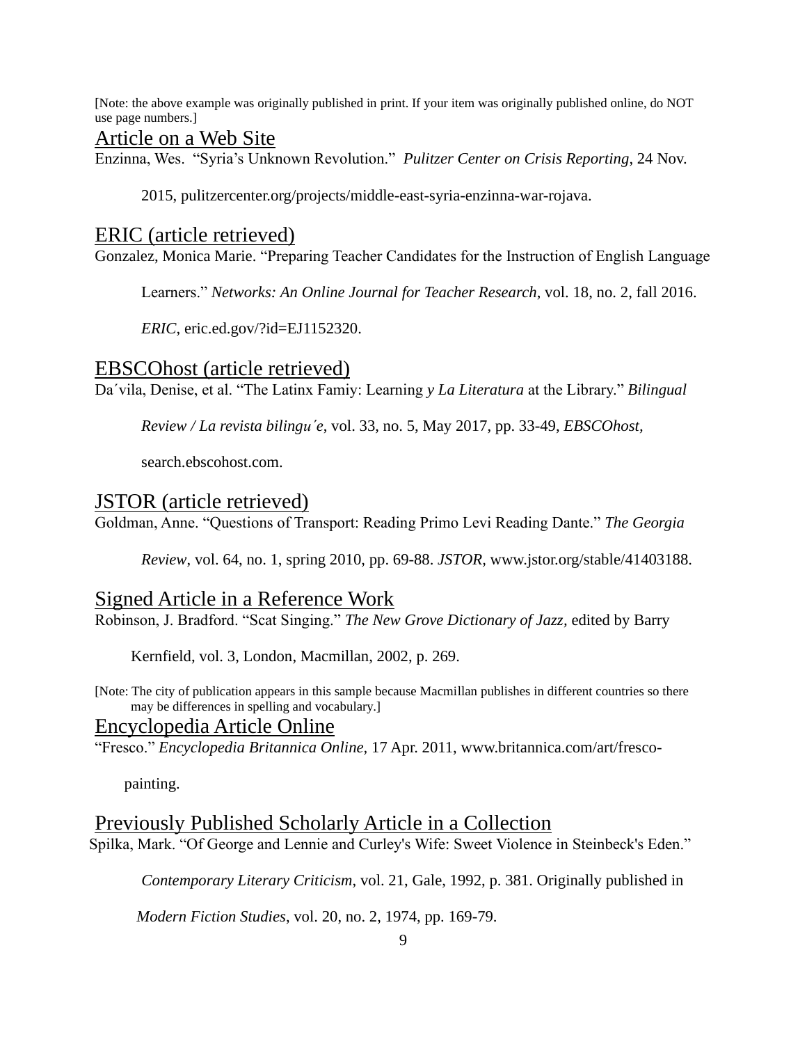[Note: the above example was originally published in print. If your item was originally published online, do NOT use page numbers.]

## Article on a Web Site

Enzinna, Wes. "Syria's Unknown Revolution." *Pulitzer Center on Crisis Reporting*, 24 Nov. 2015, pulitzercenter.org/projects/middle-east-syria-enzinna-war-rojava.

## ERIC (article retrieved)

Gonzalez, Monica Marie. "Preparing Teacher Candidates for the Instruction of English Language Learners." *Networks: An Online Journal for Teacher Research*, vol. 18, no. 2, fall 2016. *ERIC*, eric.ed.gov/?id=EJ1152320.

## EBSCOhost (article retrieved)

Da´vila, Denise, et al. "The Latinx Famiy: Learning *y La Literatura* at the Library." *Bilingual Review / La revista bilingu´e*, vol. 33, no. 5, May 2017, pp. 33-49, *EBSCOhost*, search.ebscohost.com.

## JSTOR (article retrieved)

Goldman, Anne. "Questions of Transport: Reading Primo Levi Reading Dante." *The Georgia Review*, vol. 64, no. 1, spring 2010, pp. 69-88. *JSTOR*, www.jstor.org/stable/41403188.

## Signed Article in a Reference Work

Robinson, J. Bradford. "Scat Singing." *The New Grove Dictionary of Jazz*, edited by Barry Kernfield, vol. 3, London, Macmillan, 2002, p. 269.

[Note: The city of publication appears in this sample because Macmillan publishes in different countries so there may be differences in spelling and vocabulary.]

## Encyclopedia Article Online

"Fresco." *Encyclopedia Britannica Online*, 17 Apr. 2011, www.britannica.com/art/fresco-painting.

## Previously Published Scholarly Article in a Collection

Spilka, Mark. "Of George and Lennie and Curley's Wife: Sweet Violence in Steinbeck's Eden." *Contemporary Literary Criticism*, vol. 21, Gale, 1992, p. 381. Originally published in *Modern Fiction Studies*, vol. 20, no. 2, 1974, pp. 169-79.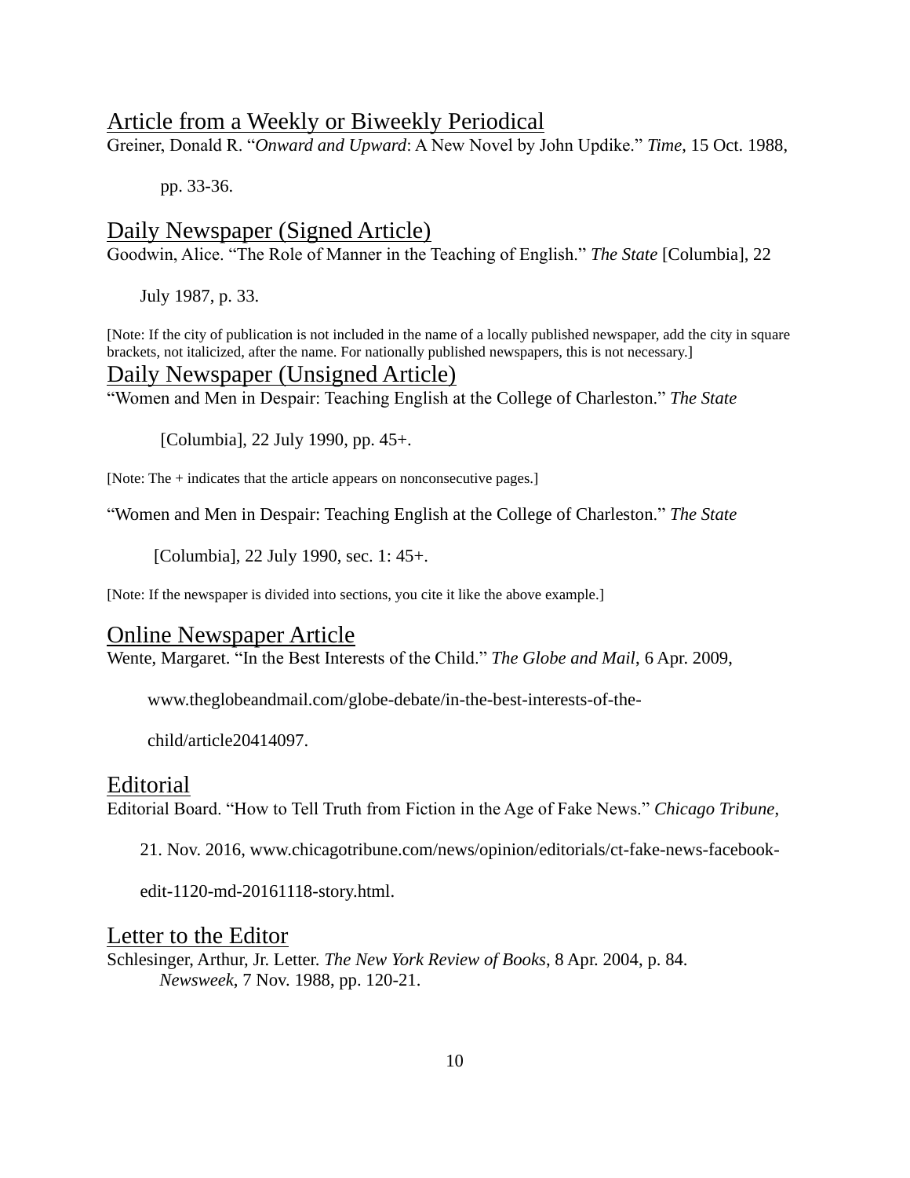## Article from a Weekly or Biweekly Periodical

Greiner, Donald R. "*Onward and Upward*: A New Novel by John Updike." *Time*, 15 Oct. 1988, pp. 33-36.

## Daily Newspaper (Signed Article)

Goodwin, Alice. "The Role of Manner in the Teaching of English." *The State* [Columbia], 22 July 1987, p. 33.

[Note: If the city of publication is not included in the name of a locally published newspaper, add the city in square brackets, not italicized, after the name. For nationally published newspapers, this is not necessary.]

## Daily Newspaper (Unsigned Article)

"Women and Men in Despair: Teaching English at the College of Charleston." *The State* [Columbia], 22 July 1990, pp. 45+.

[Note: The + indicates that the article appears on nonconsecutive pages.]

"Women and Men in Despair: Teaching English at the College of Charleston." *The State* [Columbia], 22 July 1990, sec. 1: 45+.

[Note: If the newspaper is divided into sections, you cite it like the above example.]

## Online Newspaper Article

Wente, Margaret. "In the Best Interests of the Child." *The Globe and Mail*, 6 Apr. 2009, www.theglobeandmail.com/globe-debate/in-the-best-interests-of-the-child/article20414097.

## Editorial

Editorial Board. "How to Tell Truth from Fiction in the Age of Fake News." *Chicago Tribune*, 21. Nov. 2016, www.chicagotribune.com/news/opinion/editorials/ct-fake-news-facebook-edit-1120-md-20161118-story.html.

## Letter to the Editor

Schlesinger, Arthur, Jr. Letter. *The New York Review of Books*, 8 Apr. 2004, p. 84. *Newsweek*, 7 Nov. 1988, pp. 120-21.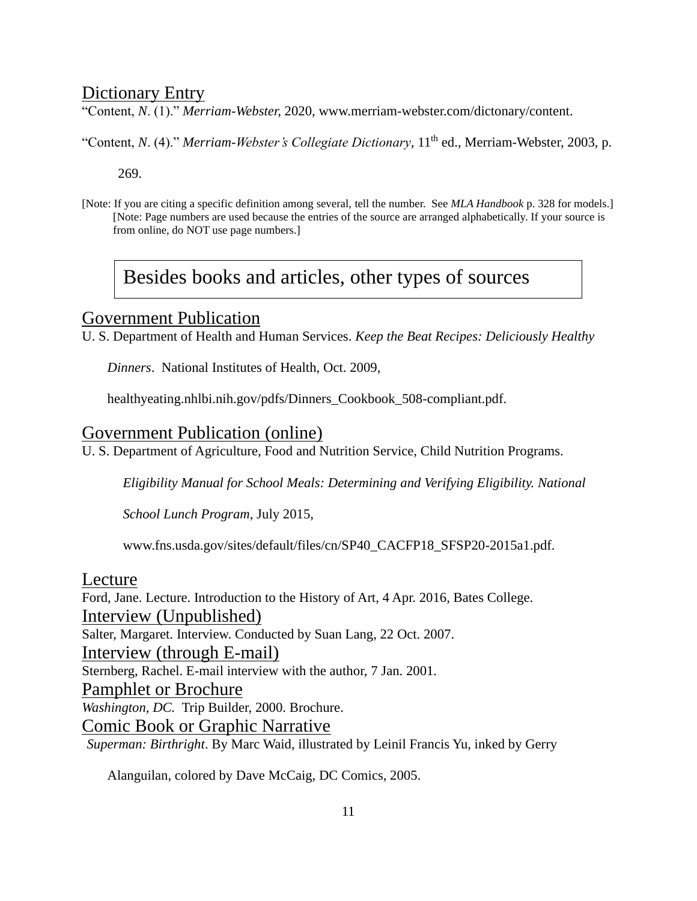## Dictionary Entry

"Content, *N*. (1)." *Merriam-Webster*, 2020, www.merriam-webster.com/dictonary/content.

"Content, *N*. (4)." *Merriam-Webster's Collegiate Dictionary*, 11th ed., Merriam-Webster, 2003, p. 269.

[Note: If you are citing a specific definition among several, tell the number. See *MLA Handbook* p. 328 for models.] [Note: Page numbers are used because the entries of the source are arranged alphabetically. If your source is from online, do NOT use page numbers.]

# Besides books and articles, other types of sources

## Government Publication

U. S. Department of Health and Human Services. *Keep the Beat Recipes: Deliciously Healthy Dinners*. National Institutes of Health, Oct. 2009, healthyeating.nhlbi.nih.gov/pdfs/Dinners_Cookbook_508-compliant.pdf.

## Government Publication (online)

U. S. Department of Agriculture, Food and Nutrition Service, Child Nutrition Programs. *Eligibility Manual for School Meals: Determining and Verifying Eligibility. National School Lunch Program*, July 2015, www.fns.usda.gov/sites/default/files/cn/SP40_CACFP18_SFSP20-2015a1.pdf.

## Lecture

Ford, Jane. Lecture. Introduction to the History of Art, 4 Apr. 2016, Bates College.

## Interview (Unpublished)

Salter, Margaret. Interview. Conducted by Suan Lang, 22 Oct. 2007.

## Interview (through E-mail)

Sternberg, Rachel. E-mail interview with the author, 7 Jan. 2001.

## Pamphlet or Brochure

*Washington, DC.* Trip Builder, 2000. Brochure.

## Comic Book or Graphic Narrative

*Superman: Birthright*. By Marc Waid, illustrated by Leinil Francis Yu, inked by Gerry Alanguilan, colored by Dave McCaig, DC Comics, 2005.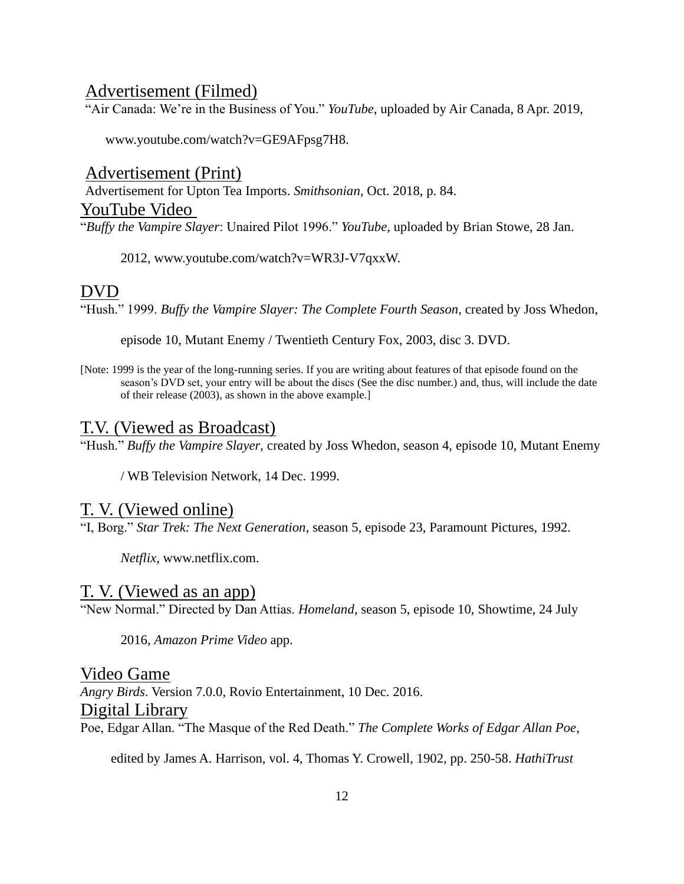## Advertisement (Filmed)

"Air Canada: We're in the Business of You." *YouTube*, uploaded by Air Canada, 8 Apr. 2019, www.youtube.com/watch?v=GE9AFpsg7H8.

## Advertisement (Print)

Advertisement for Upton Tea Imports. *Smithsonian*, Oct. 2018, p. 84.

## YouTube Video

"*Buffy the Vampire Slayer*: Unaired Pilot 1996." *YouTube*, uploaded by Brian Stowe, 28 Jan. 2012, www.youtube.com/watch?v=WR3J-V7qxxW.

## DVD

"Hush." 1999. *Buffy the Vampire Slayer: The Complete Fourth Season*, created by Joss Whedon, episode 10, Mutant Enemy / Twentieth Century Fox, 2003, disc 3. DVD.

[Note: 1999 is the year of the long-running series. If you are writing about features of that episode found on the season's DVD set, your entry will be about the discs (See the disc number.) and, thus, will include the date of their release (2003), as shown in the above example.]

## T.V. (Viewed as Broadcast)

"Hush." *Buffy the Vampire Slayer*, created by Joss Whedon, season 4, episode 10, Mutant Enemy / WB Television Network, 14 Dec. 1999.

## T. V. (Viewed online)

"I, Borg." *Star Trek: The Next Generation*, season 5, episode 23, Paramount Pictures, 1992. *Netflix*, www.netflix.com.

## T. V. (Viewed as an app)

"New Normal." Directed by Dan Attias. *Homeland*, season 5, episode 10, Showtime, 24 July 2016, *Amazon Prime Video* app.

## Video Game

*Angry Birds*. Version 7.0.0, Rovio Entertainment, 10 Dec. 2016.

## Digital Library

Poe, Edgar Allan. "The Masque of the Red Death." *The Complete Works of Edgar Allan Poe*, edited by James A. Harrison, vol. 4, Thomas Y. Crowell, 1902, pp. 250-58. *HathiTrust*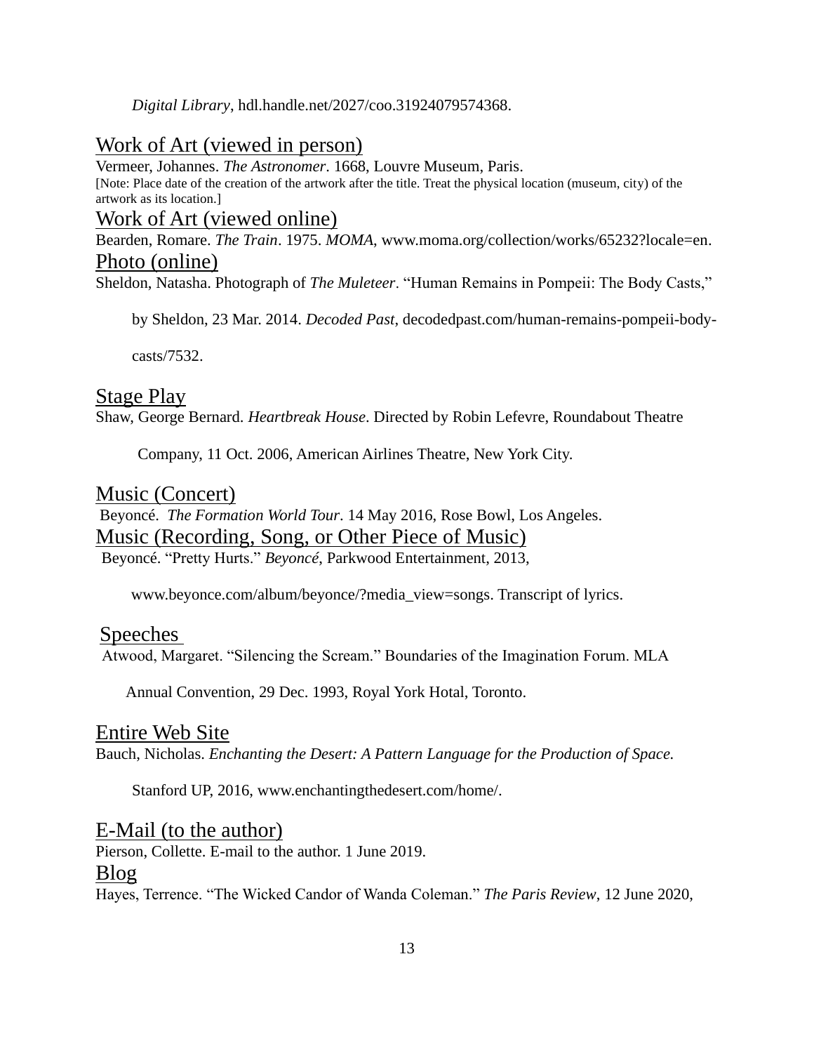*Digital Library*, hdl.handle.net/2027/coo.31924079574368.

## Work of Art (viewed in person)

Vermeer, Johannes. *The Astronomer*. 1668, Louvre Museum, Paris.

[Note: Place date of the creation of the artwork after the title. Treat the physical location (museum, city) of the artwork as its location.]

## Work of Art (viewed online)

Bearden, Romare. *The Train*. 1975. *MOMA*, www.moma.org/collection/works/65232?locale=en.

## Photo (online)

Sheldon, Natasha. Photograph of *The Muleteer*. "Human Remains in Pompeii: The Body Casts," by Sheldon, 23 Mar. 2014. *Decoded Past*, decodedpast.com/human-remains-pompeii-body-casts/7532.

## Stage Play

Shaw, George Bernard. *Heartbreak House*. Directed by Robin Lefevre, Roundabout Theatre Company, 11 Oct. 2006, American Airlines Theatre, New York City.

## Music (Concert)

Beyoncé. *The Formation World Tour*. 14 May 2016, Rose Bowl, Los Angeles.

## Music (Recording, Song, or Other Piece of Music)

Beyoncé. "Pretty Hurts." *Beyoncé*, Parkwood Entertainment, 2013, www.beyonce.com/album/beyonce/?media_view=songs. Transcript of lyrics.

## Speeches

Atwood, Margaret. "Silencing the Scream." Boundaries of the Imagination Forum. MLA Annual Convention, 29 Dec. 1993, Royal York Hotal, Toronto.

## Entire Web Site

Bauch, Nicholas. *Enchanting the Desert: A Pattern Language for the Production of Space.* Stanford UP, 2016, www.enchantingthedesert.com/home/.

## E-Mail (to the author)

Pierson, Collette. E-mail to the author. 1 June 2019.

## Blog

Hayes, Terrence. "The Wicked Candor of Wanda Coleman." *The Paris Review*, 12 June 2020,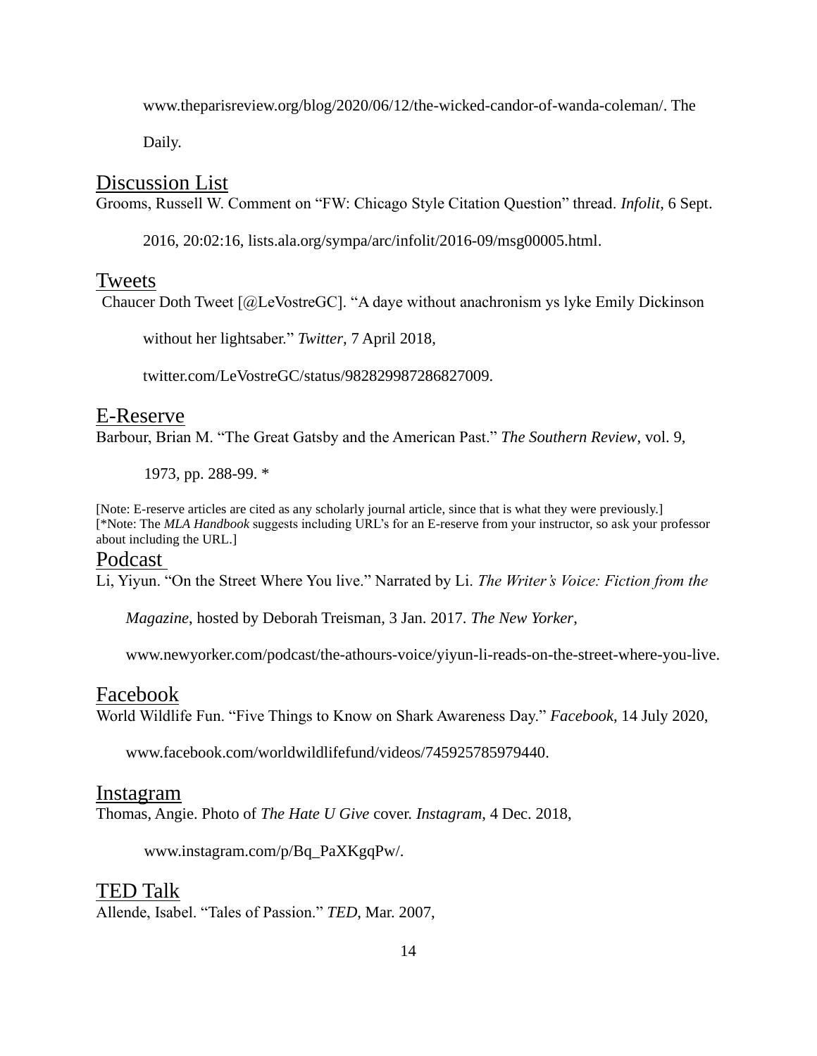www.theparisreview.org/blog/2020/06/12/the-wicked-candor-of-wanda-coleman/. The Daily.

## Discussion List

Grooms, Russell W. Comment on "FW: Chicago Style Citation Question" thread. *Infolit*, 6 Sept. 2016, 20:02:16, lists.ala.org/sympa/arc/infolit/2016-09/msg00005.html.

## Tweets

Chaucer Doth Tweet [@LeVostreGC]. "A daye without anachronism ys lyke Emily Dickinson without her lightsaber." *Twitter*, 7 April 2018, twitter.com/LeVostreGC/status/982829987286827009.

## E-Reserve

Barbour, Brian M. "The Great Gatsby and the American Past." *The Southern Review*, vol. 9, 1973, pp. 288-99. *

[Note: E-reserve articles are cited as any scholarly journal article, since that is what they were previously.]
[*Note: The *MLA Handbook* suggests including URL's for an E-reserve from your instructor, so ask your professor about including the URL.]

## Podcast

Li, Yiyun. "On the Street Where You live." Narrated by Li. *The Writer's Voice: Fiction from the Magazine*, hosted by Deborah Treisman, 3 Jan. 2017. *The New Yorker*, www.newyorker.com/podcast/the-athours-voice/yiyun-li-reads-on-the-street-where-you-live.

## Facebook

World Wildlife Fun. "Five Things to Know on Shark Awareness Day." *Facebook*, 14 July 2020, www.facebook.com/worldwildlifefund/videos/745925785979440.

## Instagram

Thomas, Angie. Photo of *The Hate U Give* cover. *Instagram*, 4 Dec. 2018, www.instagram.com/p/Bq_PaXKgqPw/.

## TED Talk

Allende, Isabel. "Tales of Passion." *TED*, Mar. 2007,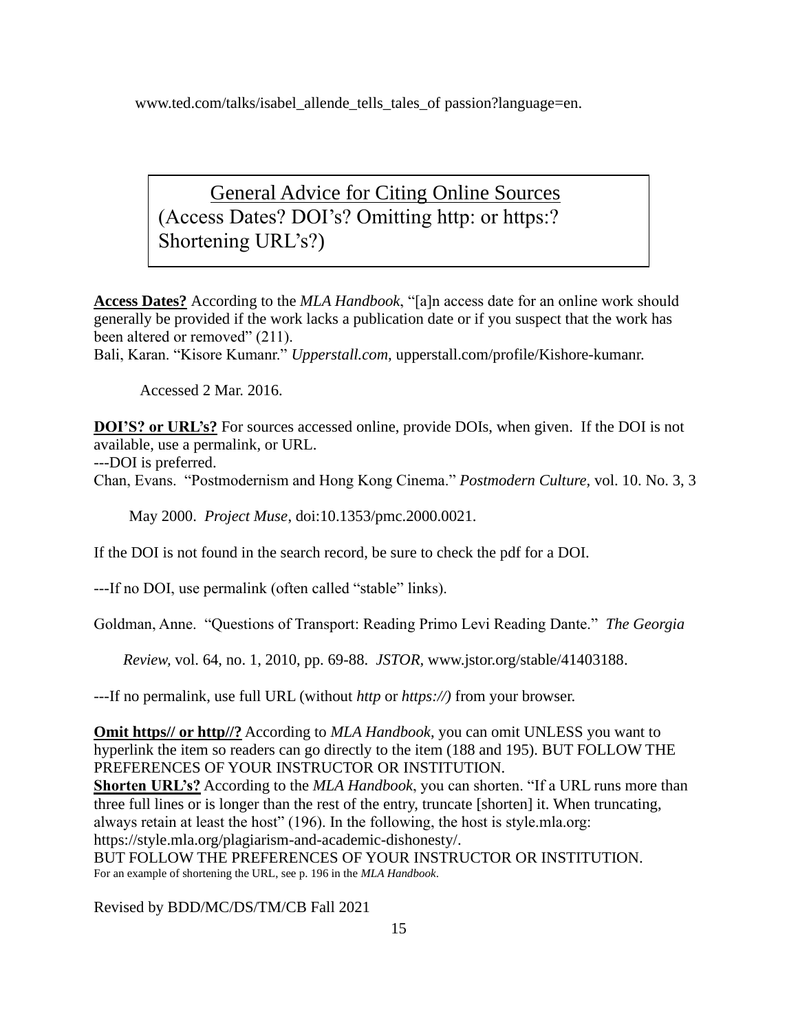www.ted.com/talks/isabel_allende_tells_tales_of passion?language=en.

## General Advice for Citing Online Sources (Access Dates? DOI's? Omitting http: or https:? Shortening URL's?)

**Access Dates?** According to the *MLA Handbook*, "[a]n access date for an online work should generally be provided if the work lacks a publication date or if you suspect that the work has been altered or removed" (211).

Bali, Karan. "Kisore Kumanr." *Upperstall.com,* upperstall.com/profile/Kishore-kumanr. Accessed 2 Mar. 2016.

**DOI'S? or URL's?** For sources accessed online, provide DOIs, when given. If the DOI is not available, use a permalink, or URL.

---DOI is preferred.

Chan, Evans. "Postmodernism and Hong Kong Cinema." *Postmodern Culture,* vol. 10. No. 3, 3 May 2000. *Project Muse,* doi:10.1353/pmc.2000.0021.

If the DOI is not found in the search record, be sure to check the pdf for a DOI.

---If no DOI, use permalink (often called "stable" links).

Goldman, Anne. "Questions of Transport: Reading Primo Levi Reading Dante." *The Georgia Review,* vol. 64, no. 1, 2010, pp. 69-88. *JSTOR,* www.jstor.org/stable/41403188.

---If no permalink, use full URL (without *http* or *https://)* from your browser.

**Omit https// or http//?** According to *MLA Handbook*, you can omit UNLESS you want to hyperlink the item so readers can go directly to the item (188 and 195). BUT FOLLOW THE PREFERENCES OF YOUR INSTRUCTOR OR INSTITUTION.

**Shorten URL's?** According to the *MLA Handbook*, you can shorten. "If a URL runs more than three full lines or is longer than the rest of the entry, truncate [shorten] it. When truncating, always retain at least the host" (196). In the following, the host is style.mla.org: https://style.mla.org/plagiarism-and-academic-dishonesty/.

BUT FOLLOW THE PREFERENCES OF YOUR INSTRUCTOR OR INSTITUTION.

For an example of shortening the URL, see p. 196 in the *MLA Handbook*.

Revised by BDD/MC/DS/TM/CB Fall 2021